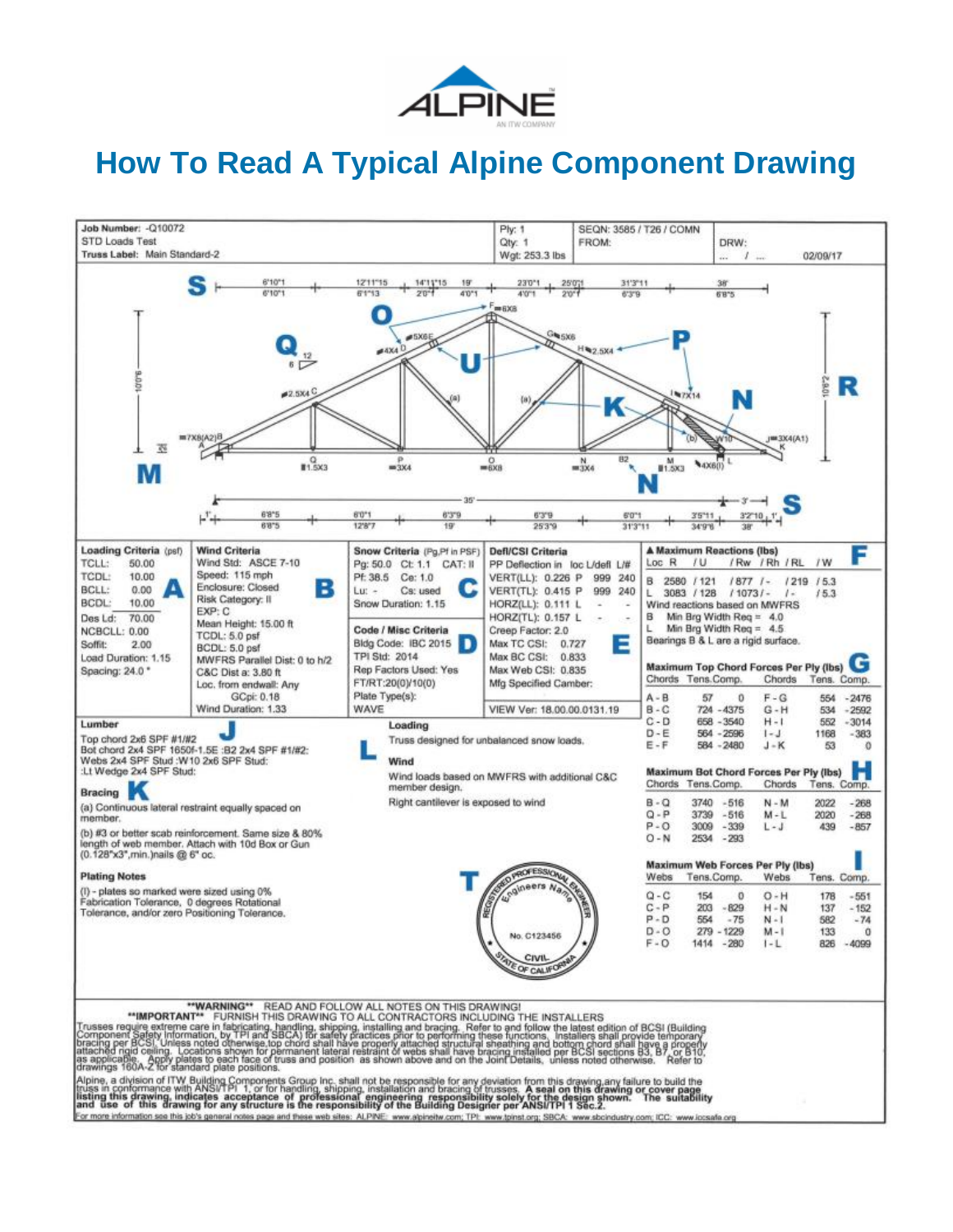ALPINE
AN ITW COMPANY

# How To Read A Typical Alpine Component Drawing

Job Number: -Q10072
STD Loads Test
Truss Label: Main Standard-2

Ply: 1
Qty: 1
Wgt: 253.3 lbs

SEQN: 3585 / T26 / COMN
FROM:

DRW:
... / ...
02/09/17

| **Loading Criteria** (psf) | | **Wind Criteria** **B** | **Snow Criteria** (Pg,Pf in PSF) **C** | **Defl/CSI Criteria** **E** |
|---|---|---|---|---|
| TCLL: | 50.00 | Wind Std: ASCE 7-10 | Pg: 50.0 Ct: 1.1 CAT: II | PP Deflection in loc L/defl L/# |
| TCDL: | 10.00 | Speed: 115 mph | Pf: 38.5 Ce: 1.0 | VERT(LL): 0.226 P 999 240 |
| BCLL: | 0.00 **A** | Enclosure: Closed | Lu: - Cs: used | VERT(TL): 0.415 P 999 240 |
| BCDL: | 10.00 | Risk Category: II | Snow Duration: 1.15 | HORZ(LL): 0.111 L - - |
| Des Ld: | 70.00 | EXP: C | | HORZ(TL): 0.157 L - - |
| NCBCLL: | 0.00 | Mean Height: 15.00 ft | **Code / Misc Criteria** **D** | Creep Factor: 2.0 |
| Soffit: | 2.00 | TCDL: 5.0 psf | Bldg Code: IBC 2015 | Max TC CSI: 0.727 |
| Load Duration: | 1.15 | BCDL: 5.0 psf | TPI Std: 2014 | Max BC CSI: 0.833 |
| Spacing: | 24.0 " | MWFRS Parallel Dist: 0 to h/2 | Rep Factors Used: Yes | Max Web CSI: 0.835 |
| | | C&C Dist a: 3.80 ft | FT/RT:20(0)/10(0) | Mfg Specified Camber: |
| | | Loc. from endwall: Any | Plate Type(s): | |
| | | GCpi: 0.18 | WAVE | VIEW Ver: 18.00.00.0131.19 |
| | | Wind Duration: 1.33 | | |

**▲ Maximum Reactions (lbs)** **F**

| Loc | R | / U | / Rw | / Rh | / RL | / W |
|---|---|---|---|---|---|---|
| B | 2580 | / 121 | / 877 | / - | / 219 | / 5.3 |
| L | 3083 | / 128 | / 1073 | / - | / - | / 5.3 |

Wind reactions based on MWFRS
B Min Brg Width Req = 4.0
L Min Brg Width Req = 4.5
Bearings B & L are a rigid surface.

**Maximum Top Chord Forces Per Ply (lbs)** **G**

| Chords | Tens. | Comp. | Chords | Tens. | Comp. |
|---|---|---|---|---|---|
| A - B | 57 | 0 | F - G | 554 | -2476 |
| B - C | 724 | -4375 | G - H | 534 | -2592 |
| C - D | 658 | -3540 | H - I | 552 | -3014 |
| D - E | 564 | -2596 | I - J | 1168 | -383 |
| E - F | 584 | -2480 | J - K | 53 | 0 |

**Maximum Bot Chord Forces Per Ply (lbs)** **H**

| Chords | Tens. | Comp. | Chords | Tens. | Comp. |
|---|---|---|---|---|---|
| B - Q | 3740 | -516 | N - M | 2022 | -268 |
| Q - P | 3739 | -516 | M - L | 2020 | -268 |
| P - O | 3009 | -339 | L - J | 439 | -857 |
| O - N | 2534 | -293 | | | |

**Maximum Web Forces Per Ply (lbs)** **I**

| Webs | Tens. | Comp. | Webs | Tens. | Comp. |
|---|---|---|---|---|---|
| Q - C | 154 | 0 | O - H | 178 | -551 |
| C - P | 203 | -829 | H - N | 137 | -152 |
| P - D | 554 | -75 | N - I | 582 | -74 |
| D - O | 279 | -1229 | M - I | 133 | 0 |
| F - O | 1414 | -280 | I - L | 826 | -4099 |

**Lumber** **J**

Top chord 2x6 SPF #1/#2
Bot chord 2x4 SPF 1650f-1.5E :B2 2x4 SPF #1/#2:
Webs 2x4 SPF Stud :W10 2x6 SPF Stud:
:Lt Wedge 2x4 SPF Stud:

**Bracing** **K**

(a) Continuous lateral restraint equally spaced on member.

(b) #3 or better scab reinforcement. Same size & 80% length of web member. Attach with 10d Box or Gun (0.128"x3",min.)nails @ 6" oc.

**Plating Notes**

(I) - plates so marked were sized using 0% Fabrication Tolerance, 0 degrees Rotational Tolerance, and/or zero Positioning Tolerance.

**Loading** **L**

Truss designed for unbalanced snow loads.

**Wind**

Wind loads based on MWFRS with additional C&C member design.

Right cantilever is exposed to wind

**T** REGISTERED PROFESSIONAL ENGINEER — Engineers Name — No. C123456 — CIVIL — STATE OF CALIFORNIA

**\*\*WARNING\*\*** READ AND FOLLOW ALL NOTES ON THIS DRAWING!
**\*\*IMPORTANT\*\*** FURNISH THIS DRAWING TO ALL CONTRACTORS INCLUDING THE INSTALLERS

Trusses require extreme care in fabricating, handling, shipping, installing and bracing. Refer to and follow the latest edition of BCSI (Building Component Safety Information, by TPI and SBCA) for safety practices prior to performing these functions. Installers shall provide temporary bracing per BCSI. Unless noted otherwise,top chord shall have properly attached structural sheathing and bottom chord shall have a properly attached rigid ceiling. Locations shown for permanent lateral restraint of webs shall have bracing installed per BCSI sections B3, B7, or B10, as applicable. Apply plates to each face of truss and position as shown above and on the Joint Details, unless noted otherwise. Refer to drawings 160A-Z for standard plate positions.

Alpine, a division of ITW Building Components Group Inc. shall not be responsible for any deviation from this drawing,any failure to build the truss in conformance with ANSI/TPI 1, or for handling, shipping, installation and bracing of trusses. **A seal on this drawing or cover page listing this drawing, indicates acceptance of professional engineering responsibility solely for the design shown. The suitability and use of this drawing for any structure is the responsibility of the Building Designer per ANSI/TPI 1 Sec.2.**

For more information see this job's general notes page and these web sites: ALPINE: www.alpineitw.com; TPI: www.tpinst.org; SBCA: www.sbcindustry.com; ICC: www.iccsafe.org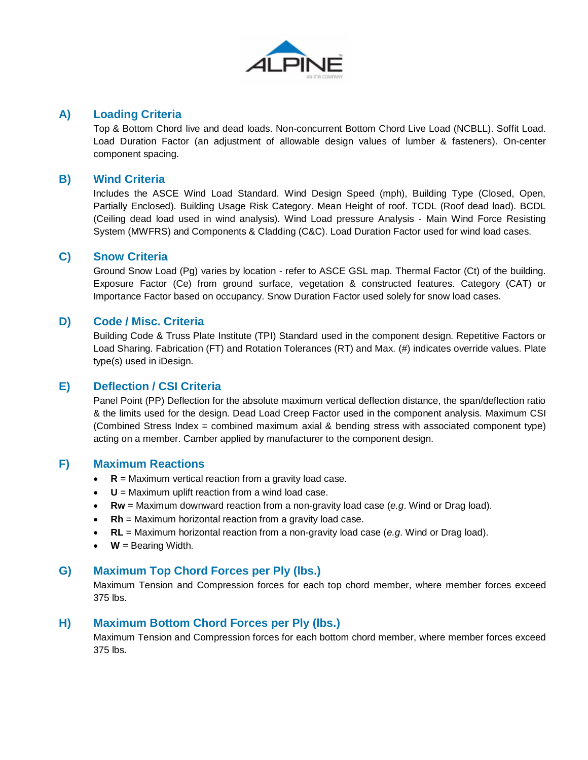## A) Loading Criteria

Top & Bottom Chord live and dead loads. Non-concurrent Bottom Chord Live Load (NCBLL). Soffit Load. Load Duration Factor (an adjustment of allowable design values of lumber & fasteners). On-center component spacing.

## B) Wind Criteria

Includes the ASCE Wind Load Standard. Wind Design Speed (mph), Building Type (Closed, Open, Partially Enclosed). Building Usage Risk Category. Mean Height of roof. TCDL (Roof dead load). BCDL (Ceiling dead load used in wind analysis). Wind Load pressure Analysis - Main Wind Force Resisting System (MWFRS) and Components & Cladding (C&C). Load Duration Factor used for wind load cases.

## C) Snow Criteria

Ground Snow Load (Pg) varies by location - refer to ASCE GSL map. Thermal Factor (Ct) of the building. Exposure Factor (Ce) from ground surface, vegetation & constructed features. Category (CAT) or Importance Factor based on occupancy. Snow Duration Factor used solely for snow load cases.

## D) Code / Misc. Criteria

Building Code & Truss Plate Institute (TPI) Standard used in the component design. Repetitive Factors or Load Sharing. Fabrication (FT) and Rotation Tolerances (RT) and Max. (#) indicates override values. Plate type(s) used in iDesign.

## E) Deflection / CSI Criteria

Panel Point (PP) Deflection for the absolute maximum vertical deflection distance, the span/deflection ratio & the limits used for the design. Dead Load Creep Factor used in the component analysis. Maximum CSI (Combined Stress Index = combined maximum axial & bending stress with associated component type) acting on a member. Camber applied by manufacturer to the component design.

## F) Maximum Reactions

- **R** = Maximum vertical reaction from a gravity load case.
- **U** = Maximum uplift reaction from a wind load case.
- **Rw** = Maximum downward reaction from a non-gravity load case (*e.g*. Wind or Drag load).
- **Rh** = Maximum horizontal reaction from a gravity load case.
- **RL** = Maximum horizontal reaction from a non-gravity load case (*e.g*. Wind or Drag load).
- **W** = Bearing Width.

## G) Maximum Top Chord Forces per Ply (lbs.)

Maximum Tension and Compression forces for each top chord member, where member forces exceed 375 lbs.

## H) Maximum Bottom Chord Forces per Ply (lbs.)

Maximum Tension and Compression forces for each bottom chord member, where member forces exceed 375 lbs.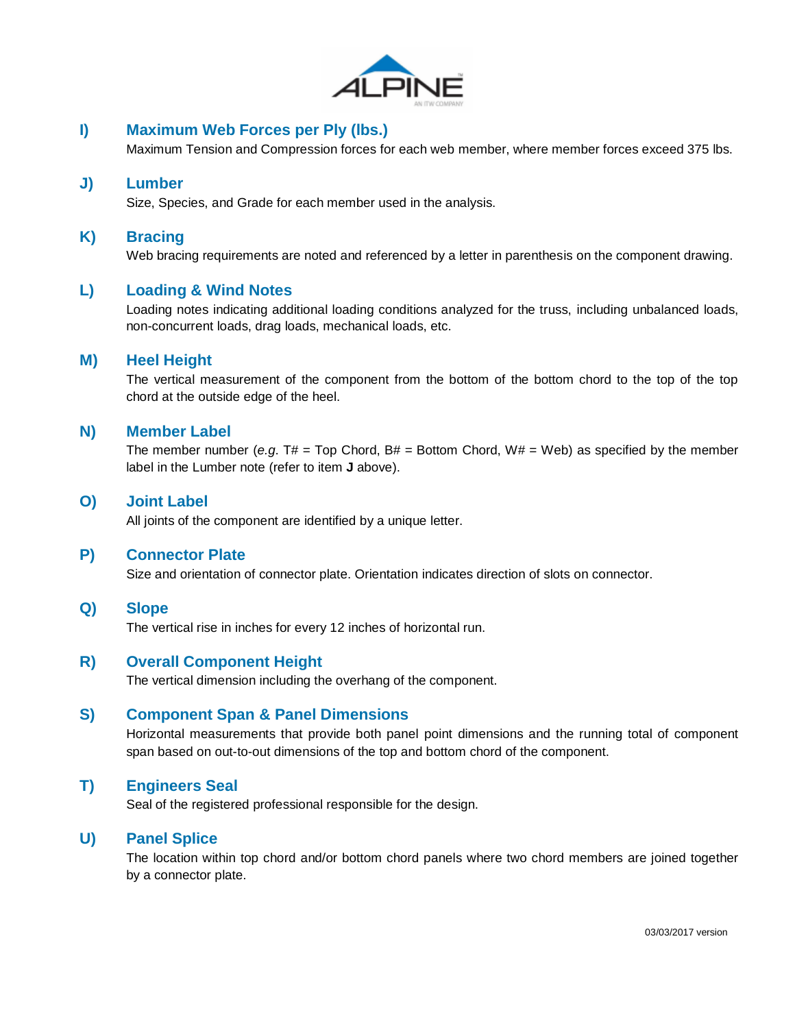## I) Maximum Web Forces per Ply (lbs.)

Maximum Tension and Compression forces for each web member, where member forces exceed 375 lbs.

## J) Lumber

Size, Species, and Grade for each member used in the analysis.

## K) Bracing

Web bracing requirements are noted and referenced by a letter in parenthesis on the component drawing.

## L) Loading & Wind Notes

Loading notes indicating additional loading conditions analyzed for the truss, including unbalanced loads, non-concurrent loads, drag loads, mechanical loads, etc.

## M) Heel Height

The vertical measurement of the component from the bottom of the bottom chord to the top of the top chord at the outside edge of the heel.

## N) Member Label

The member number (*e.g.* T# = Top Chord, B# = Bottom Chord, W# = Web) as specified by the member label in the Lumber note (refer to item **J** above).

## O) Joint Label

All joints of the component are identified by a unique letter.

## P) Connector Plate

Size and orientation of connector plate. Orientation indicates direction of slots on connector.

## Q) Slope

The vertical rise in inches for every 12 inches of horizontal run.

## R) Overall Component Height

The vertical dimension including the overhang of the component.

## S) Component Span & Panel Dimensions

Horizontal measurements that provide both panel point dimensions and the running total of component span based on out-to-out dimensions of the top and bottom chord of the component.

## T) Engineers Seal

Seal of the registered professional responsible for the design.

## U) Panel Splice

The location within top chord and/or bottom chord panels where two chord members are joined together by a connector plate.

03/03/2017 version